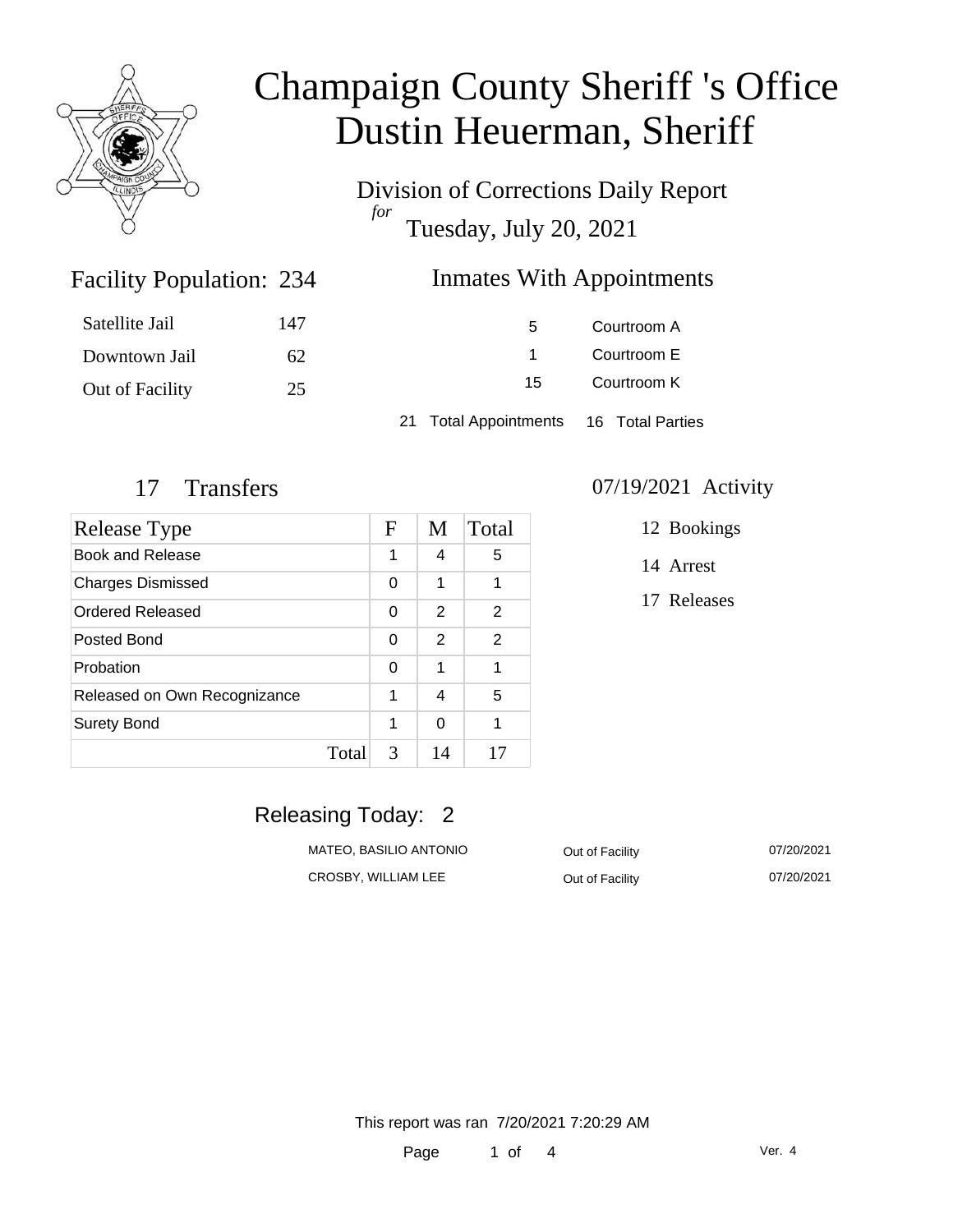# Champaign County Sheriff 's Office
# Dustin Heuerman, Sheriff

Division of Corrections Daily Report
*for*
Tuesday, July 20, 2021

## Facility Population: 234

| | |
|---|---|
| Satellite Jail | 147 |
| Downtown Jail | 62 |
| Out of Facility | 25 |

## Inmates With Appointments

| | |
|---|---|
| 5 | Courtroom A |
| 1 | Courtroom E |
| 15 | Courtroom K |

21 Total Appointments    16 Total Parties

## 17 Transfers

| Release Type | F | M | Total |
|---|---|---|---|
| Book and Release | 1 | 4 | 5 |
| Charges Dismissed | 0 | 1 | 1 |
| Ordered Released | 0 | 2 | 2 |
| Posted Bond | 0 | 2 | 2 |
| Probation | 0 | 1 | 1 |
| Released on Own Recognizance | 1 | 4 | 5 |
| Surety Bond | 1 | 0 | 1 |
| Total | 3 | 14 | 17 |

## 07/19/2021 Activity

12 Bookings

14 Arrest

17 Releases

## Releasing Today: 2

| | | |
|---|---|---|
| MATEO, BASILIO ANTONIO | Out of Facility | 07/20/2021 |
| CROSBY, WILLIAM LEE | Out of Facility | 07/20/2021 |

This report was ran 7/20/2021 7:20:29 AM

Ver. 4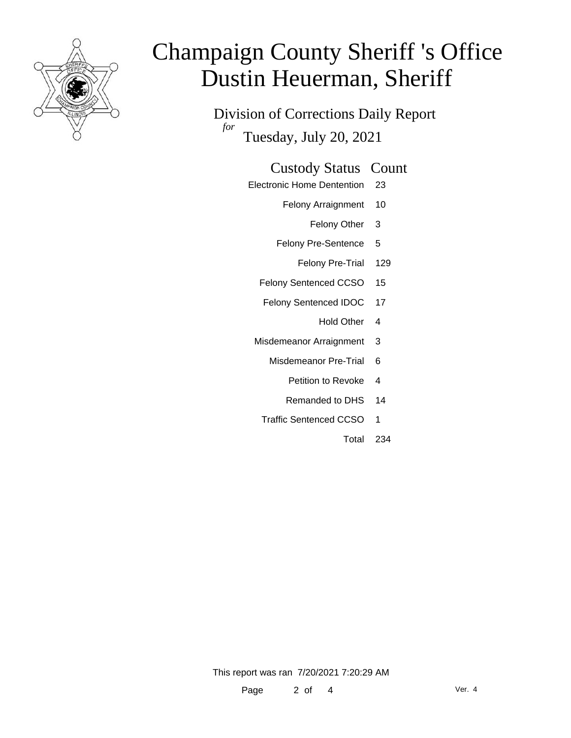# Champaign County Sheriff 's Office
# Dustin Heuerman, Sheriff

Division of Corrections Daily Report

*for* Tuesday, July 20, 2021

| Custody Status | Count |
|---|---|
| Electronic Home Dentention | 23 |
| Felony Arraignment | 10 |
| Felony Other | 3 |
| Felony Pre-Sentence | 5 |
| Felony Pre-Trial | 129 |
| Felony Sentenced CCSO | 15 |
| Felony Sentenced IDOC | 17 |
| Hold Other | 4 |
| Misdemeanor Arraignment | 3 |
| Misdemeanor Pre-Trial | 6 |
| Petition to Revoke | 4 |
| Remanded to DHS | 14 |
| Traffic Sentenced CCSO | 1 |
| Total | 234 |

This report was ran 7/20/2021 7:20:29 AM

Ver. 4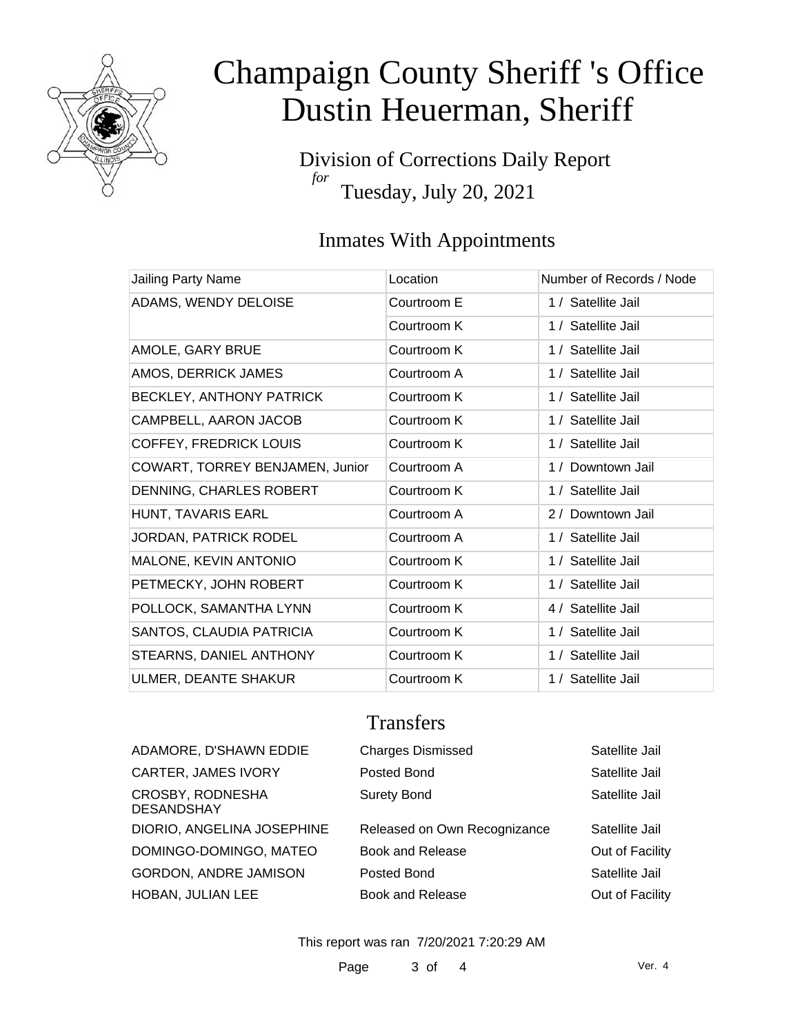# Champaign County Sheriff 's Office
# Dustin Heuerman, Sheriff

Division of Corrections Daily Report

*for*

Tuesday, July 20, 2021

## Inmates With Appointments

| Jailing Party Name | Location | Number of Records / Node |
|---|---|---|
| ADAMS, WENDY DELOISE | Courtroom E | 1 / Satellite Jail |
| | Courtroom K | 1 / Satellite Jail |
| AMOLE, GARY BRUE | Courtroom K | 1 / Satellite Jail |
| AMOS, DERRICK JAMES | Courtroom A | 1 / Satellite Jail |
| BECKLEY, ANTHONY PATRICK | Courtroom K | 1 / Satellite Jail |
| CAMPBELL, AARON JACOB | Courtroom K | 1 / Satellite Jail |
| COFFEY, FREDRICK LOUIS | Courtroom K | 1 / Satellite Jail |
| COWART, TORREY BENJAMEN, Junior | Courtroom A | 1 / Downtown Jail |
| DENNING, CHARLES ROBERT | Courtroom K | 1 / Satellite Jail |
| HUNT, TAVARIS EARL | Courtroom A | 2 / Downtown Jail |
| JORDAN, PATRICK RODEL | Courtroom A | 1 / Satellite Jail |
| MALONE, KEVIN ANTONIO | Courtroom K | 1 / Satellite Jail |
| PETMECKY, JOHN ROBERT | Courtroom K | 1 / Satellite Jail |
| POLLOCK, SAMANTHA LYNN | Courtroom K | 4 / Satellite Jail |
| SANTOS, CLAUDIA PATRICIA | Courtroom K | 1 / Satellite Jail |
| STEARNS, DANIEL ANTHONY | Courtroom K | 1 / Satellite Jail |
| ULMER, DEANTE SHAKUR | Courtroom K | 1 / Satellite Jail |

## Transfers

| | | |
|---|---|---|
| ADAMORE, D'SHAWN EDDIE | Charges Dismissed | Satellite Jail |
| CARTER, JAMES IVORY | Posted Bond | Satellite Jail |
| CROSBY, RODNESHA DESANDSHAY | Surety Bond | Satellite Jail |
| DIORIO, ANGELINA JOSEPHINE | Released on Own Recognizance | Satellite Jail |
| DOMINGO-DOMINGO, MATEO | Book and Release | Out of Facility |
| GORDON, ANDRE JAMISON | Posted Bond | Satellite Jail |
| HOBAN, JULIAN LEE | Book and Release | Out of Facility |

This report was ran 7/20/2021 7:20:29 AM

Ver. 4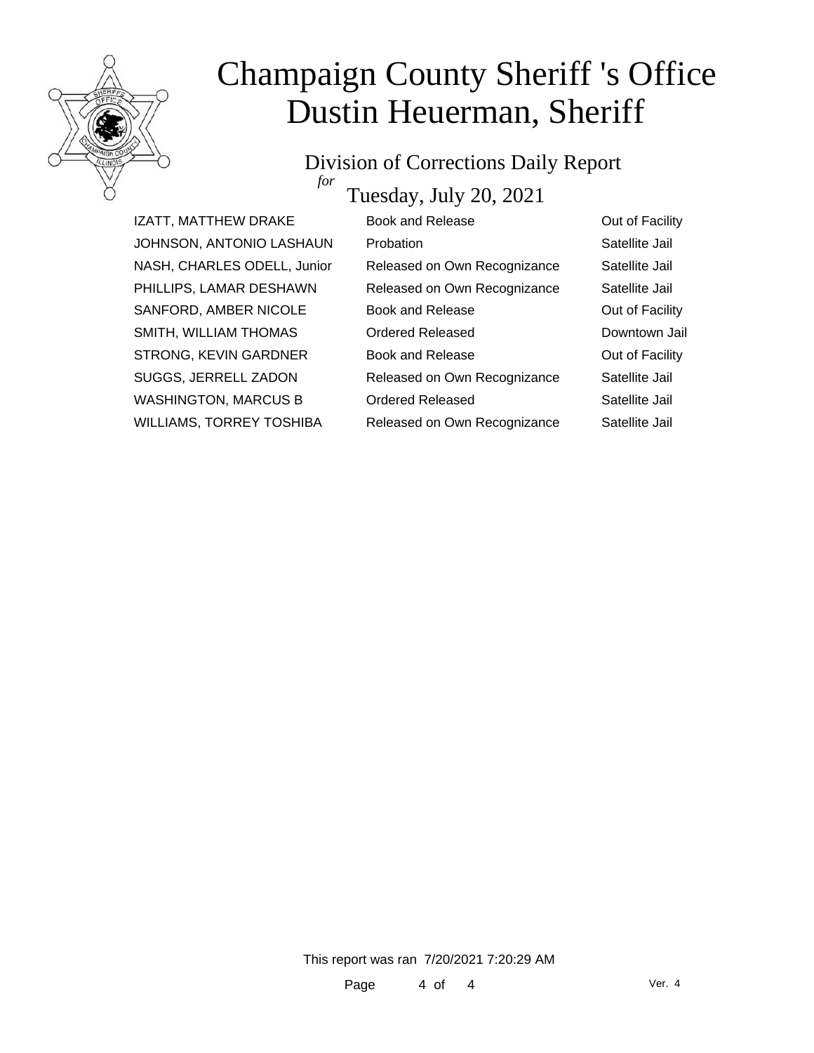# Champaign County Sheriff 's Office
# Dustin Heuerman, Sheriff

## Division of Corrections Daily Report

*for* Tuesday, July 20, 2021

| | | |
|---|---|---|
| IZATT, MATTHEW DRAKE | Book and Release | Out of Facility |
| JOHNSON, ANTONIO LASHAUN | Probation | Satellite Jail |
| NASH, CHARLES ODELL, Junior | Released on Own Recognizance | Satellite Jail |
| PHILLIPS, LAMAR DESHAWN | Released on Own Recognizance | Satellite Jail |
| SANFORD, AMBER NICOLE | Book and Release | Out of Facility |
| SMITH, WILLIAM THOMAS | Ordered Released | Downtown Jail |
| STRONG, KEVIN GARDNER | Book and Release | Out of Facility |
| SUGGS, JERRELL ZADON | Released on Own Recognizance | Satellite Jail |
| WASHINGTON, MARCUS B | Ordered Released | Satellite Jail |
| WILLIAMS, TORREY TOSHIBA | Released on Own Recognizance | Satellite Jail |

This report was ran 7/20/2021 7:20:29 AM

Ver. 4